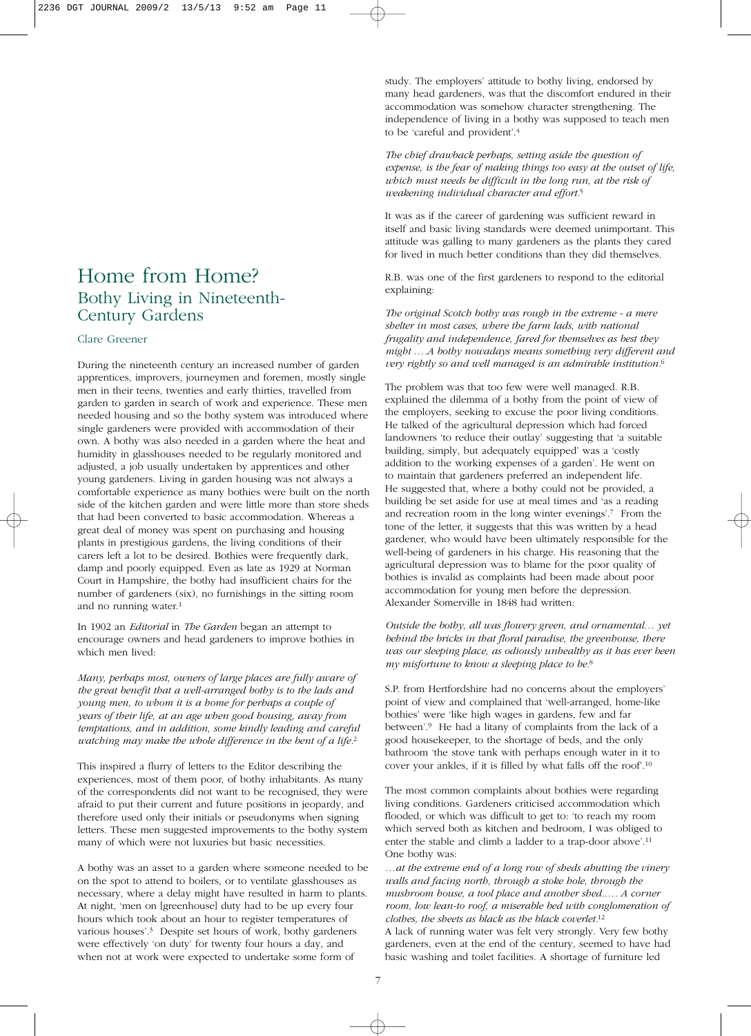# Home from Home?
## Bothy Living in Nineteenth-Century Gardens

Clare Greener

During the nineteenth century an increased number of garden apprentices, improvers, journeymen and foremen, mostly single men in their teens, twenties and early thirties, travelled from garden to garden in search of work and experience. These men needed housing and so the bothy system was introduced where single gardeners were provided with accommodation of their own. A bothy was also needed in a garden where the heat and humidity in glasshouses needed to be regularly monitored and adjusted, a job usually undertaken by apprentices and other young gardeners. Living in garden housing was not always a comfortable experience as many bothies were built on the north side of the kitchen garden and were little more than store sheds that had been converted to basic accommodation. Whereas a great deal of money was spent on purchasing and housing plants in prestigious gardens, the living conditions of their carers left a lot to be desired. Bothies were frequently dark, damp and poorly equipped. Even as late as 1929 at Norman Court in Hampshire, the bothy had insufficient chairs for the number of gardeners (six), no furnishings in the sitting room and no running water.[1]

In 1902 an *Editorial* in *The Garden* began an attempt to encourage owners and head gardeners to improve bothies in which men lived:

*Many, perhaps most, owners of large places are fully aware of the great benefit that a well-arranged bothy is to the lads and young men, to whom it is a home for perhaps a couple of years of their life, at an age when good housing, away from temptations, and in addition, some kindly leading and careful watching may make the whole difference in the bent of a life.*[2]

This inspired a flurry of letters to the Editor describing the experiences, most of them poor, of bothy inhabitants. As many of the correspondents did not want to be recognised, they were afraid to put their current and future positions in jeopardy, and therefore used only their initials or pseudonyms when signing letters. These men suggested improvements to the bothy system many of which were not luxuries but basic necessities.

A bothy was an asset to a garden where someone needed to be on the spot to attend to boilers, or to ventilate glasshouses as necessary, where a delay might have resulted in harm to plants. At night, 'men on [greenhouse] duty had to be up every four hours which took about an hour to register temperatures of various houses'.[3] Despite set hours of work, bothy gardeners were effectively 'on duty' for twenty four hours a day, and when not at work were expected to undertake some form of study. The employers' attitude to bothy living, endorsed by many head gardeners, was that the discomfort endured in their accommodation was somehow character strengthening. The independence of living in a bothy was supposed to teach men to be 'careful and provident'.[4]

*The chief drawback perhaps, setting aside the question of expense, is the fear of making things too easy at the outset of life, which must needs be difficult in the long run, at the risk of weakening individual character and effort.*[5]

It was as if the career of gardening was sufficient reward in itself and basic living standards were deemed unimportant. This attitude was galling to many gardeners as the plants they cared for lived in much better conditions than they did themselves.

R.B. was one of the first gardeners to respond to the editorial explaining:

*The original Scotch bothy was rough in the extreme - a mere shelter in most cases, where the farm lads, with national frugality and independence, fared for themselves as best they might ….A bothy nowadays means something very different and very rightly so and well managed is an admirable institution.*[6]

The problem was that too few were well managed. R.B. explained the dilemma of a bothy from the point of view of the employers, seeking to excuse the poor living conditions. He talked of the agricultural depression which had forced landowners 'to reduce their outlay' suggesting that 'a suitable building, simply, but adequately equipped' was a 'costly addition to the working expenses of a garden'. He went on to maintain that gardeners preferred an independent life. He suggested that, where a bothy could not be provided, a building be set aside for use at meal times and 'as a reading and recreation room in the long winter evenings'.[7] From the tone of the letter, it suggests that this was written by a head gardener, who would have been ultimately responsible for the well-being of gardeners in his charge. His reasoning that the agricultural depression was to blame for the poor quality of bothies is invalid as complaints had been made about poor accommodation for young men before the depression. Alexander Somerville in 1848 had written:

*Outside the bothy, all was flowery green, and ornamental… yet behind the bricks in that floral paradise, the greenhouse, there was our sleeping place, as odiously unhealthy as it has ever been my misfortune to know a sleeping place to be.*[8]

S.P. from Hertfordshire had no concerns about the employers' point of view and complained that 'well-arranged, home-like bothies' were 'like high wages in gardens, few and far between'.[9] He had a litany of complaints from the lack of a good housekeeper, to the shortage of beds, and the only bathroom 'the stove tank with perhaps enough water in it to cover your ankles, if it is filled by what falls off the roof'.[10]

The most common complaints about bothies were regarding living conditions. Gardeners criticised accommodation which flooded, or which was difficult to get to: 'to reach my room which served both as kitchen and bedroom, I was obliged to enter the stable and climb a ladder to a trap-door above'.[11] One bothy was:

*…at the extreme end of a long row of sheds abutting the vinery walls and facing north, through a stoke hole, through the mushroom house, a tool place and another shed..…. A corner room, low lean-to roof, a miserable bed with conglomeration of clothes, the sheets as black as the black coverlet.*[12]

A lack of running water was felt very strongly. Very few bothy gardeners, even at the end of the century, seemed to have had basic washing and toilet facilities. A shortage of furniture led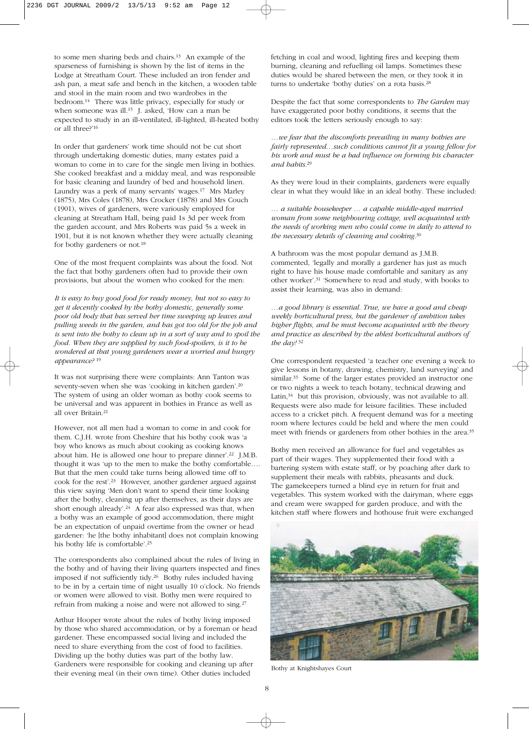to some men sharing beds and chairs.[13] An example of the sparseness of furnishing is shown by the list of items in the Lodge at Streatham Court. These included an iron fender and ash pan, a meat safe and bench in the kitchen, a wooden table and stool in the main room and two wardrobes in the bedroom.[14] There was little privacy, especially for study or when someone was ill.[15] J. asked, 'How can a man be expected to study in an ill-ventilated, ill-lighted, ill-heated bothy or all three?'[16]

In order that gardeners' work time should not be cut short through undertaking domestic duties, many estates paid a woman to come in to care for the single men living in bothies. She cooked breakfast and a midday meal, and was responsible for basic cleaning and laundry of bed and household linen. Laundry was a perk of many servants' wages.[17] Mrs Marley (1875), Mrs Coles (1878), Mrs Crocker (1878) and Mrs Couch (1901), wives of gardeners, were variously employed for cleaning at Streatham Hall, being paid 1s 3d per week from the garden account, and Mrs Roberts was paid 5s a week in 1901, but it is not known whether they were actually cleaning for bothy gardeners or not.[18]

One of the most frequent complaints was about the food. Not the fact that bothy gardeners often had to provide their own provisions, but about the women who cooked for the men:

*It is easy to buy good food for ready money, but not so easy to get it decently cooked by the bothy domestic, generally some poor old body that has served her time sweeping up leaves and pulling weeds in the garden, and has got too old for the job and is sent into the bothy to clean up in a sort of way and to spoil the food. When they are supplied by such food-spoilers, is it to be wondered at that young gardeners wear a worried and hungry appearance?* [19]

It was not surprising there were complaints: Ann Tanton was seventy-seven when she was 'cooking in kitchen garden'.[20] The system of using an older woman as bothy cook seems to be universal and was apparent in bothies in France as well as all over Britain.[21]

However, not all men had a woman to come in and cook for them. C.J.H. wrote from Cheshire that his bothy cook was 'a boy who knows as much about cooking as cooking knows about him. He is allowed one hour to prepare dinner'.[22] J.M.B. thought it was 'up to the men to make the bothy comfortable…. But that the men could take turns being allowed time off to cook for the rest'.[23] However, another gardener argued against this view saying 'Men don't want to spend their time looking after the bothy, cleaning up after themselves, as their days are short enough already'.[24] A fear also expressed was that, when a bothy was an example of good accommodation, there might be an expectation of unpaid overtime from the owner or head gardener: 'he [the bothy inhabitant] does not complain knowing his bothy life is comfortable'.[25]

The correspondents also complained about the rules of living in the bothy and of having their living quarters inspected and fines imposed if not sufficiently tidy.[26] Bothy rules included having to be in by a certain time of night usually 10 o'clock. No friends or women were allowed to visit. Bothy men were required to refrain from making a noise and were not allowed to sing.[27]

Arthur Hooper wrote about the rules of bothy living imposed by those who shared accommodation, or by a foreman or head gardener. These encompassed social living and included the need to share everything from the cost of food to facilities. Dividing up the bothy duties was part of the bothy law. Gardeners were responsible for cooking and cleaning up after their evening meal (in their own time). Other duties included fetching in coal and wood, lighting fires and keeping them burning, cleaning and refuelling oil lamps. Sometimes these duties would be shared between the men, or they took it in turns to undertake 'bothy duties' on a rota basis.[28]

Despite the fact that some correspondents to *The Garden* may have exaggerated poor bothy conditions, it seems that the editors took the letters seriously enough to say:

*…we fear that the discomforts prevailing in many bothies are fairly represented…such conditions cannot fit a young fellow for his work and must be a bad influence on forming his character and habits.*[29]

As they were loud in their complaints, gardeners were equally clear in what they would like in an ideal bothy. These included:

*… a suitable housekeeper … a capable middle-aged married woman from some neighbouring cottage, well acquainted with the needs of working men who could come in daily to attend to the necessary details of cleaning and cooking.*[30]

A bathroom was the most popular demand as J.M.B. commented, 'legally and morally a gardener has just as much right to have his house made comfortable and sanitary as any other worker'.[31] 'Somewhere to read and study, with books to assist their learning, was also in demand:

*…a good library is essential. True, we have a good and cheap weekly horticultural press, but the gardener of ambition takes higher flights, and he must become acquainted with the theory and practice as described by the ablest horticultural authors of the day!* [32]

One correspondent requested 'a teacher one evening a week to give lessons in botany, drawing, chemistry, land surveying' and similar.[33] Some of the larger estates provided an instructor one or two nights a week to teach botany, technical drawing and Latin,[34] but this provision, obviously, was not available to all. Requests were also made for leisure facilities. These included access to a cricket pitch. A frequent demand was for a meeting room where lectures could be held and where the men could meet with friends or gardeners from other bothies in the area.[35]

Bothy men received an allowance for fuel and vegetables as part of their wages. They supplemented their food with a bartering system with estate staff, or by poaching after dark to supplement their meals with rabbits, pheasants and duck. The gamekeepers turned a blind eye in return for fruit and vegetables. This system worked with the dairyman, where eggs and cream were swapped for garden produce, and with the kitchen staff where flowers and hothouse fruit were exchanged

Bothy at Knightshayes Court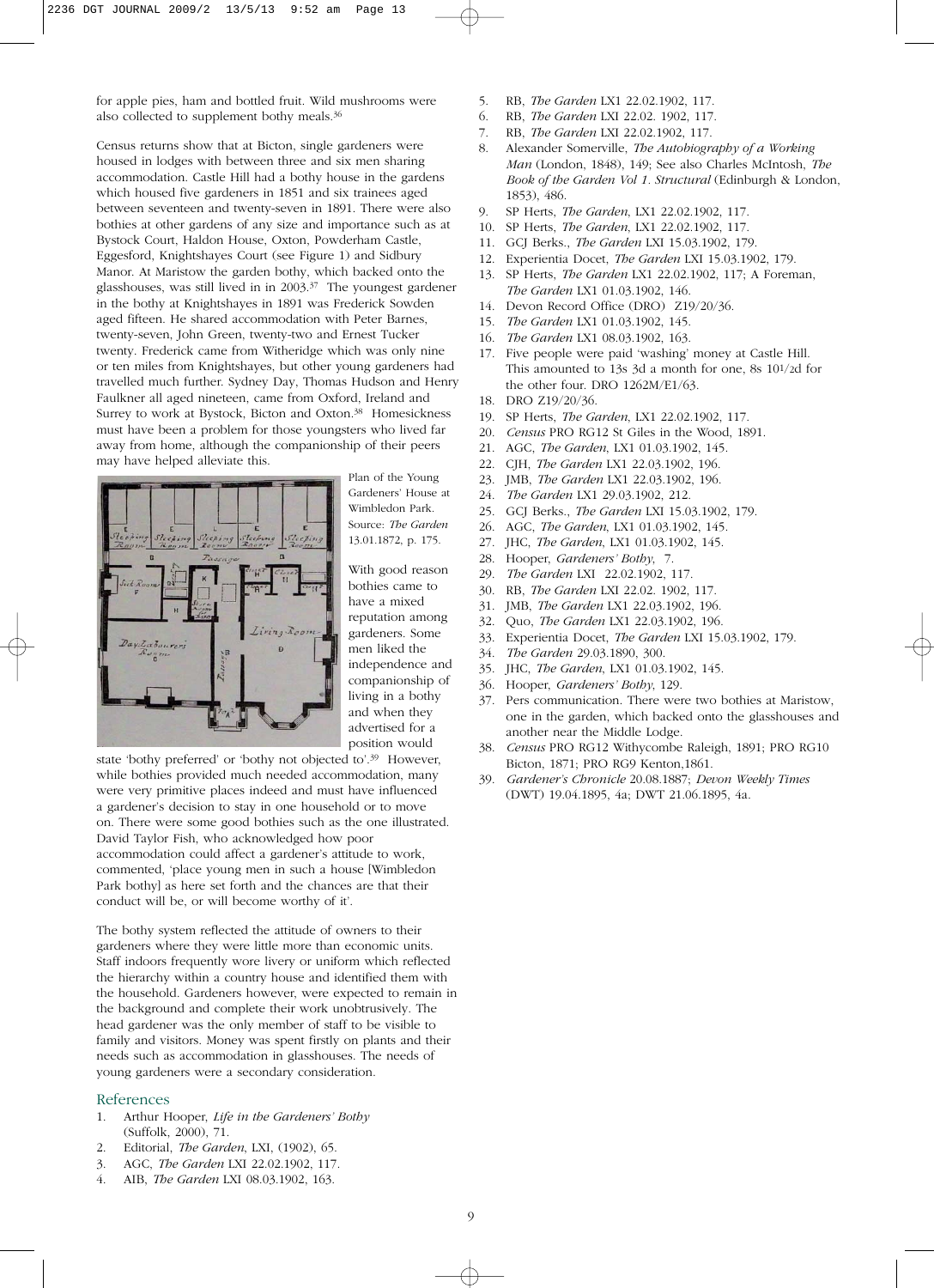for apple pies, ham and bottled fruit. Wild mushrooms were also collected to supplement bothy meals.[36]

Census returns show that at Bicton, single gardeners were housed in lodges with between three and six men sharing accommodation. Castle Hill had a bothy house in the gardens which housed five gardeners in 1851 and six trainees aged between seventeen and twenty-seven in 1891. There were also bothies at other gardens of any size and importance such as at Bystock Court, Haldon House, Oxton, Powderham Castle, Eggesford, Knightshayes Court (see Figure 1) and Sidbury Manor. At Maristow the garden bothy, which backed onto the glasshouses, was still lived in in 2003.[37] The youngest gardener in the bothy at Knightshayes in 1891 was Frederick Sowden aged fifteen. He shared accommodation with Peter Barnes, twenty-seven, John Green, twenty-two and Ernest Tucker twenty. Frederick came from Witheridge which was only nine or ten miles from Knightshayes, but other young gardeners had travelled much further. Sydney Day, Thomas Hudson and Henry Faulkner all aged nineteen, came from Oxford, Ireland and Surrey to work at Bystock, Bicton and Oxton.[38] Homesickness must have been a problem for those youngsters who lived far away from home, although the companionship of their peers may have helped alleviate this.

Plan of the Young Gardeners' House at Wimbledon Park. Source: *The Garden* 13.01.1872, p. 175.

With good reason bothies came to have a mixed reputation among gardeners. Some men liked the independence and companionship of living in a bothy and when they advertised for a position would state 'bothy preferred' or 'bothy not objected to'.[39] However, while bothies provided much needed accommodation, many were very primitive places indeed and must have influenced a gardener's decision to stay in one household or to move on. There were some good bothies such as the one illustrated. David Taylor Fish, who acknowledged how poor accommodation could affect a gardener's attitude to work, commented, 'place young men in such a house [Wimbledon Park bothy] as here set forth and the chances are that their conduct will be, or will become worthy of it'.

The bothy system reflected the attitude of owners to their gardeners where they were little more than economic units. Staff indoors frequently wore livery or uniform which reflected the hierarchy within a country house and identified them with the household. Gardeners however, were expected to remain in the background and complete their work unobtrusively. The head gardener was the only member of staff to be visible to family and visitors. Money was spent firstly on plants and their needs such as accommodation in glasshouses. The needs of young gardeners were a secondary consideration.

## References

1. Arthur Hooper, *Life in the Gardeners' Bothy* (Suffolk, 2000), 71.
2. Editorial, *The Garden*, LXI, (1902), 65.
3. AGC, *The Garden* LXI 22.02.1902, 117.
4. AIB, *The Garden* LXI 08.03.1902, 163.
5. RB, *The Garden* LX1 22.02.1902, 117.
6. RB, *The Garden* LXI 22.02. 1902, 117.
7. RB, *The Garden* LXI 22.02.1902, 117.
8. Alexander Somerville, *The Autobiography of a Working Man* (London, 1848), 149; See also Charles McIntosh, *The Book of the Garden Vol 1. Structural* (Edinburgh & London, 1853), 486.
9. SP Herts, *The Garden*, LX1 22.02.1902, 117.
10. SP Herts, *The Garden*, LX1 22.02.1902, 117.
11. GCJ Berks., *The Garden* LXI 15.03.1902, 179.
12. Experientia Docet, *The Garden* LXI 15.03.1902, 179.
13. SP Herts, *The Garden* LX1 22.02.1902, 117; A Foreman, *The Garden* LX1 01.03.1902, 146.
14. Devon Record Office (DRO) Z19/20/36.
15. *The Garden* LX1 01.03.1902, 145.
16. *The Garden* LX1 08.03.1902, 163.
17. Five people were paid 'washing' money at Castle Hill. This amounted to 13s 3d a month for one, 8s 10½d for the other four. DRO 1262M/E1/63.
18. DRO Z19/20/36.
19. SP Herts, *The Garden* LX1 22.02.1902, 117.
20. *Census* PRO RG12 St Giles in the Wood, 1891.
21. AGC, *The Garden*, LX1 01.03.1902, 145.
22. CJH, *The Garden* LX1 22.03.1902, 196.
23. JMB, *The Garden* LX1 22.03.1902, 196.
24. *The Garden* LX1 29.03.1902, 212.
25. GCJ Berks., *The Garden* LXI 15.03.1902, 179.
26. AGC, *The Garden*, LX1 01.03.1902, 145.
27. JHC, *The Garden*, LX1 01.03.1902, 145.
28. Hooper, *Gardeners' Bothy*, 7.
29. *The Garden* LXI 22.02.1902, 117.
30. RB, *The Garden* LXI 22.02. 1902, 117.
31. JMB, *The Garden* LX1 22.03.1902, 196.
32. Quo, *The Garden* LX1 22.03.1902, 196.
33. Experientia Docet, *The Garden* LXI 15.03.1902, 179.
34. *The Garden* 29.03.1890, 300.
35. JHC, *The Garden*, LX1 01.03.1902, 145.
36. Hooper, *Gardeners' Bothy*, 129.
37. Pers communication. There were two bothies at Maristow, one in the garden, which backed onto the glasshouses and another near the Middle Lodge.
38. *Census* PRO RG12 Withycombe Raleigh, 1891; PRO RG10 Bicton, 1871; PRO RG9 Kenton,1861.
39. *Gardener's Chronicle* 20.08.1887; *Devon Weekly Times* (DWT) 19.04.1895, 4a; DWT 21.06.1895, 4a.